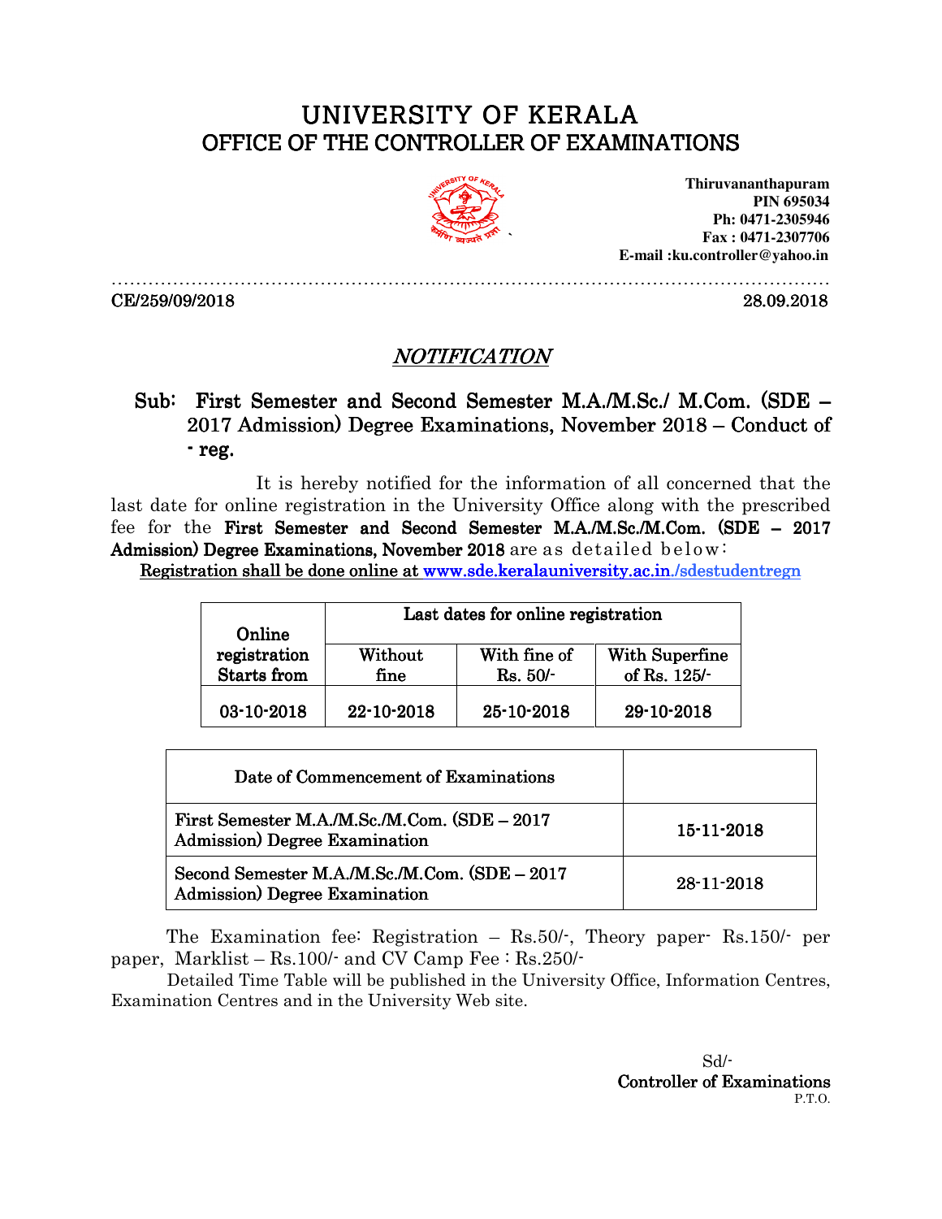# UNIVERSITY OF KERALA
## OFFICE OF THE CONTROLLER OF EXAMINATIONS

**Thiruvananthapuram**
**PIN 695034**
**Ph: 0471-2305946**
**Fax : 0471-2307706**
**E-mail :ku.controller@yahoo.in**

CE/259/09/2018 28.09.2018

## *NOTIFICATION*

**Sub: First Semester and Second Semester M.A./M.Sc./ M.Com. (SDE – 2017 Admission) Degree Examinations, November 2018 – Conduct of - reg.**

It is hereby notified for the information of all concerned that the last date for online registration in the University Office along with the prescribed fee for the **First Semester and Second Semester M.A./M.Sc./M.Com. (SDE – 2017 Admission) Degree Examinations, November 2018** are as detailed below:

Registration shall be done online at www.sde.keralauniversity.ac.in./sdestudentregn

| Online registration Starts from | Last dates for online registration | | |
|---|---|---|---|
| | Without fine | With fine of Rs. 50/- | With Superfine of Rs. 125/- |
| 03-10-2018 | 22-10-2018 | 25-10-2018 | 29-10-2018 |

| Date of Commencement of Examinations | |
|---|---|
| First Semester M.A./M.Sc./M.Com. (SDE – 2017 Admission) Degree Examination | 15-11-2018 |
| Second Semester M.A./M.Sc./M.Com. (SDE – 2017 Admission) Degree Examination | 28-11-2018 |

The Examination fee: Registration – Rs.50/-, Theory paper- Rs.150/- per paper, Marklist – Rs.100/- and CV Camp Fee : Rs.250/-

Detailed Time Table will be published in the University Office, Information Centres, Examination Centres and in the University Web site.

Sd/-
**Controller of Examinations**
P.T.O.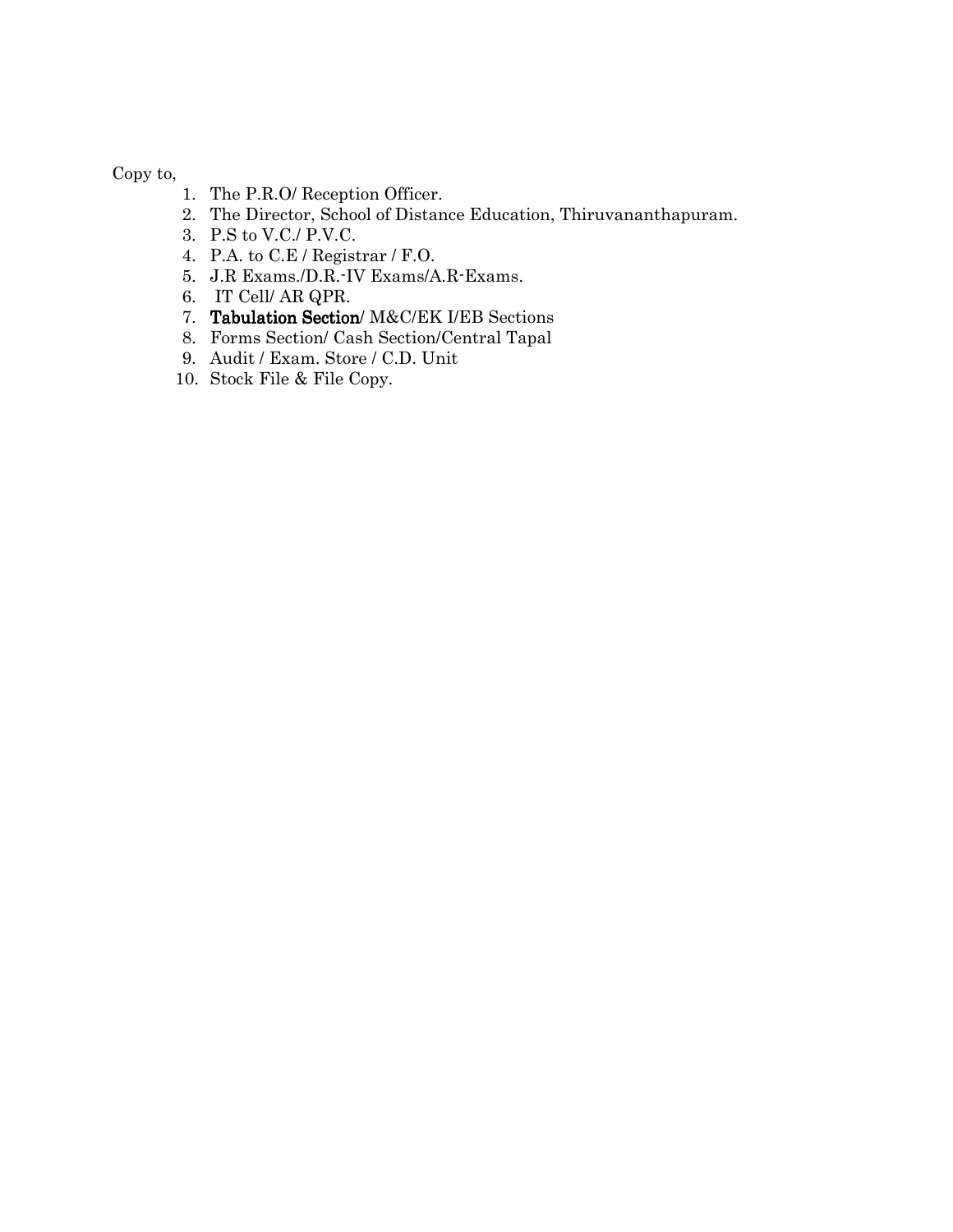Copy to,

1. The P.R.O/ Reception Officer.
2. The Director, School of Distance Education, Thiruvananthapuram.
3. P.S to V.C./ P.V.C.
4. P.A. to C.E / Registrar / F.O.
5. J.R Exams./D.R.-IV Exams/A.R-Exams.
6. IT Cell/ AR QPR.
7. **Tabulation Section**/ M&C/EK I/EB Sections
8. Forms Section/ Cash Section/Central Tapal
9. Audit / Exam. Store / C.D. Unit
10. Stock File & File Copy.